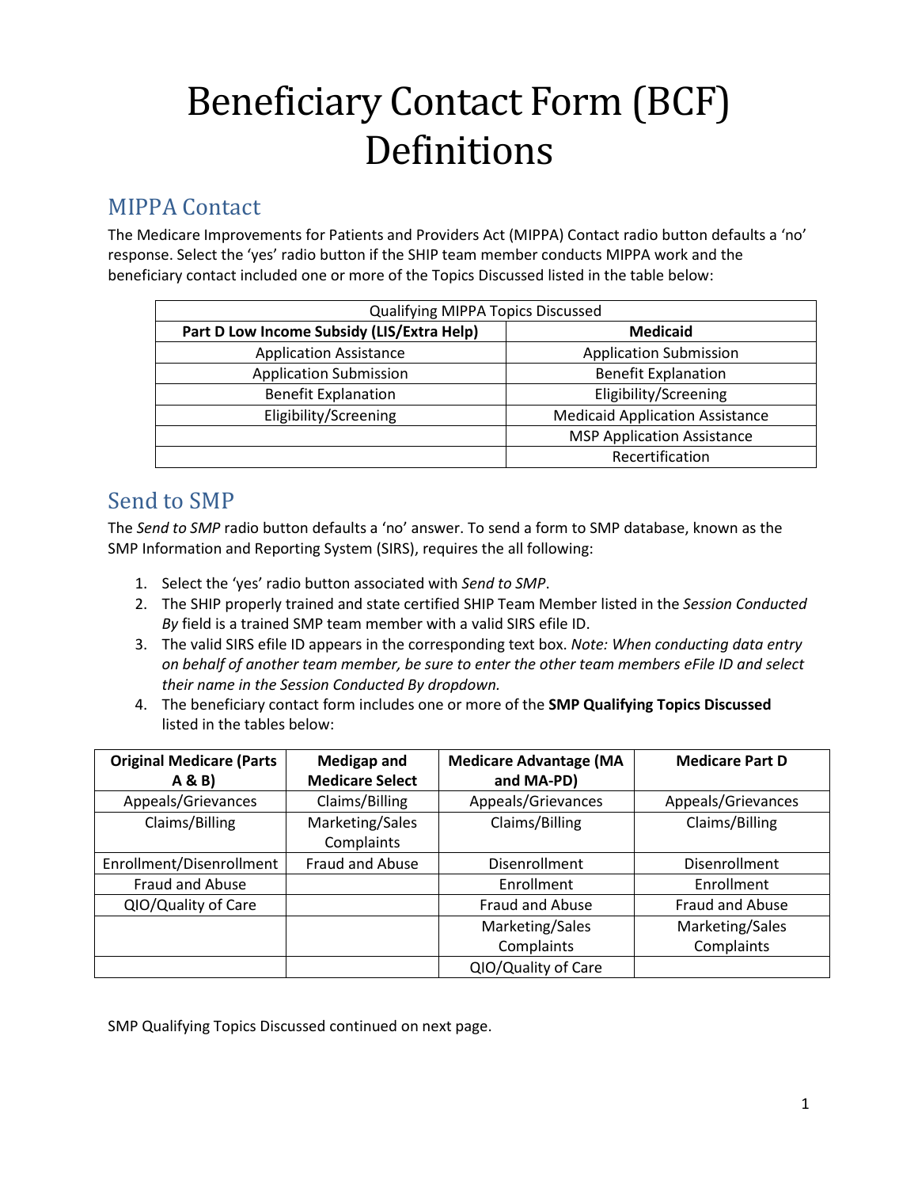# Beneficiary Contact Form (BCF) Definitions

## MIPPA Contact

The Medicare Improvements for Patients and Providers Act (MIPPA) Contact radio button defaults a 'no' response. Select the 'yes' radio button if the SHIP team member conducts MIPPA work and the beneficiary contact included one or more of the Topics Discussed listed in the table below:

| Qualifying MIPPA Topics Discussed | |
|---|---|
| **Part D Low Income Subsidy (LIS/Extra Help)** | **Medicaid** |
| Application Assistance | Application Submission |
| Application Submission | Benefit Explanation |
| Benefit Explanation | Eligibility/Screening |
| Eligibility/Screening | Medicaid Application Assistance |
| | MSP Application Assistance |
| | Recertification |

## Send to SMP

The *Send to SMP* radio button defaults a 'no' answer. To send a form to SMP database, known as the SMP Information and Reporting System (SIRS), requires the all following:

1. Select the 'yes' radio button associated with *Send to SMP*.
2. The SHIP properly trained and state certified SHIP Team Member listed in the *Session Conducted By* field is a trained SMP team member with a valid SIRS efile ID.
3. The valid SIRS efile ID appears in the corresponding text box. *Note: When conducting data entry on behalf of another team member, be sure to enter the other team members eFile ID and select their name in the Session Conducted By dropdown.*
4. The beneficiary contact form includes one or more of the **SMP Qualifying Topics Discussed** listed in the tables below:

| Original Medicare (Parts A & B) | Medigap and Medicare Select | Medicare Advantage (MA and MA-PD) | Medicare Part D |
|---|---|---|---|
| Appeals/Grievances | Claims/Billing | Appeals/Grievances | Appeals/Grievances |
| Claims/Billing | Marketing/Sales Complaints | Claims/Billing | Claims/Billing |
| Enrollment/Disenrollment | Fraud and Abuse | Disenrollment | Disenrollment |
| Fraud and Abuse | | Enrollment | Enrollment |
| QIO/Quality of Care | | Fraud and Abuse | Fraud and Abuse |
| | | Marketing/Sales Complaints | Marketing/Sales Complaints |
| | | QIO/Quality of Care | |

SMP Qualifying Topics Discussed continued on next page.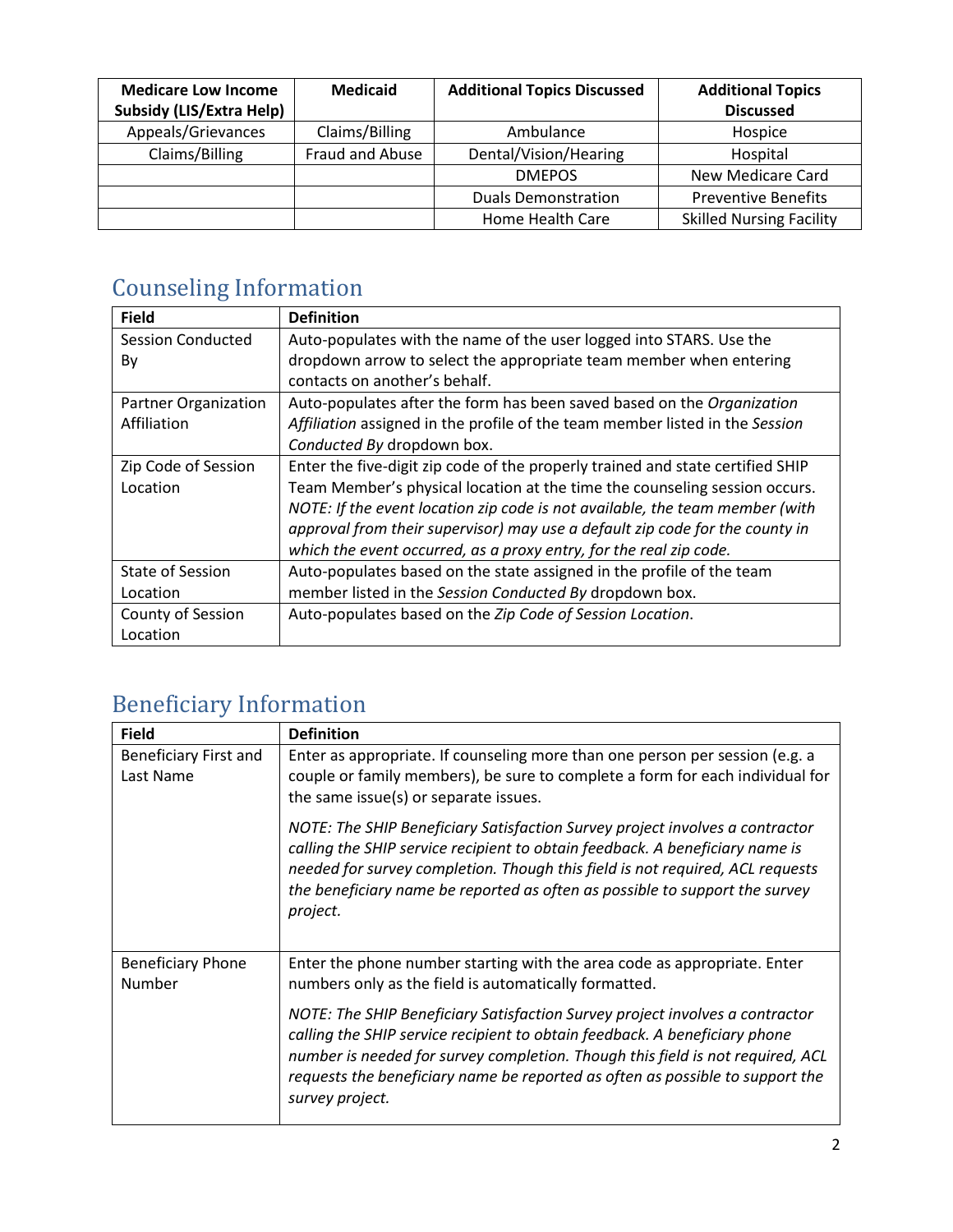| Medicare Low Income Subsidy (LIS/Extra Help) | Medicaid | Additional Topics Discussed | Additional Topics Discussed |
|---|---|---|---|
| Appeals/Grievances | Claims/Billing | Ambulance | Hospice |
| Claims/Billing | Fraud and Abuse | Dental/Vision/Hearing | Hospital |
| | | DMEPOS | New Medicare Card |
| | | Duals Demonstration | Preventive Benefits |
| | | Home Health Care | Skilled Nursing Facility |

## Counseling Information

| Field | Definition |
|---|---|
| Session Conducted By | Auto-populates with the name of the user logged into STARS. Use the dropdown arrow to select the appropriate team member when entering contacts on another's behalf. |
| Partner Organization Affiliation | Auto-populates after the form has been saved based on the *Organization Affiliation* assigned in the profile of the team member listed in the *Session Conducted By* dropdown box. |
| Zip Code of Session Location | Enter the five-digit zip code of the properly trained and state certified SHIP Team Member's physical location at the time the counseling session occurs. *NOTE: If the event location zip code is not available, the team member (with approval from their supervisor) may use a default zip code for the county in which the event occurred, as a proxy entry, for the real zip code.* |
| State of Session Location | Auto-populates based on the state assigned in the profile of the team member listed in the *Session Conducted By* dropdown box. |
| County of Session Location | Auto-populates based on the *Zip Code of Session Location*. |

## Beneficiary Information

| Field | Definition |
|---|---|
| Beneficiary First and Last Name | Enter as appropriate. If counseling more than one person per session (e.g. a couple or family members), be sure to complete a form for each individual for the same issue(s) or separate issues.<br><br>*NOTE: The SHIP Beneficiary Satisfaction Survey project involves a contractor calling the SHIP service recipient to obtain feedback. A beneficiary name is needed for survey completion. Though this field is not required, ACL requests the beneficiary name be reported as often as possible to support the survey project.* |
| Beneficiary Phone Number | Enter the phone number starting with the area code as appropriate. Enter numbers only as the field is automatically formatted.<br><br>*NOTE: The SHIP Beneficiary Satisfaction Survey project involves a contractor calling the SHIP service recipient to obtain feedback. A beneficiary phone number is needed for survey completion. Though this field is not required, ACL requests the beneficiary name be reported as often as possible to support the survey project.* |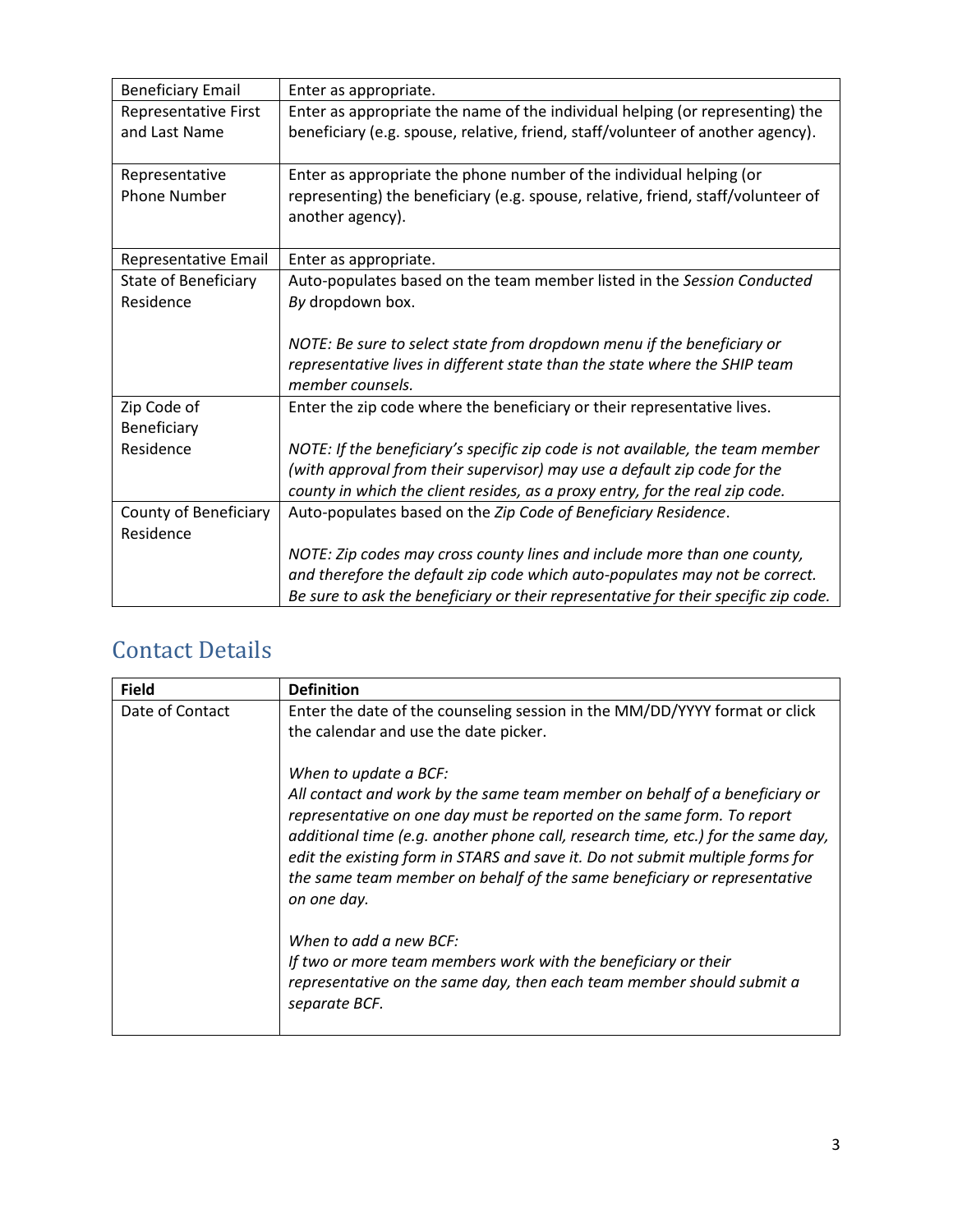| Beneficiary Email | Enter as appropriate. |
|---|---|
| Representative First and Last Name | Enter as appropriate the name of the individual helping (or representing) the beneficiary (e.g. spouse, relative, friend, staff/volunteer of another agency). |
| Representative Phone Number | Enter as appropriate the phone number of the individual helping (or representing) the beneficiary (e.g. spouse, relative, friend, staff/volunteer of another agency). |
| Representative Email | Enter as appropriate. |
| State of Beneficiary Residence | Auto-populates based on the team member listed in the *Session Conducted By* dropdown box.<br><br>*NOTE: Be sure to select state from dropdown menu if the beneficiary or representative lives in different state than the state where the SHIP team member counsels.* |
| Zip Code of Beneficiary Residence | Enter the zip code where the beneficiary or their representative lives.<br><br>*NOTE: If the beneficiary's specific zip code is not available, the team member (with approval from their supervisor) may use a default zip code for the county in which the client resides, as a proxy entry, for the real zip code.* |
| County of Beneficiary Residence | Auto-populates based on the *Zip Code of Beneficiary Residence*.<br><br>*NOTE: Zip codes may cross county lines and include more than one county, and therefore the default zip code which auto-populates may not be correct. Be sure to ask the beneficiary or their representative for their specific zip code.* |

## Contact Details

| Field | Definition |
|---|---|
| Date of Contact | Enter the date of the counseling session in the MM/DD/YYYY format or click the calendar and use the date picker.<br><br>*When to update a BCF:*<br>*All contact and work by the same team member on behalf of a beneficiary or representative on one day must be reported on the same form. To report additional time (e.g. another phone call, research time, etc.) for the same day, edit the existing form in STARS and save it. Do not submit multiple forms for the same team member on behalf of the same beneficiary or representative on one day.*<br><br>*When to add a new BCF:*<br>*If two or more team members work with the beneficiary or their representative on the same day, then each team member should submit a separate BCF.* |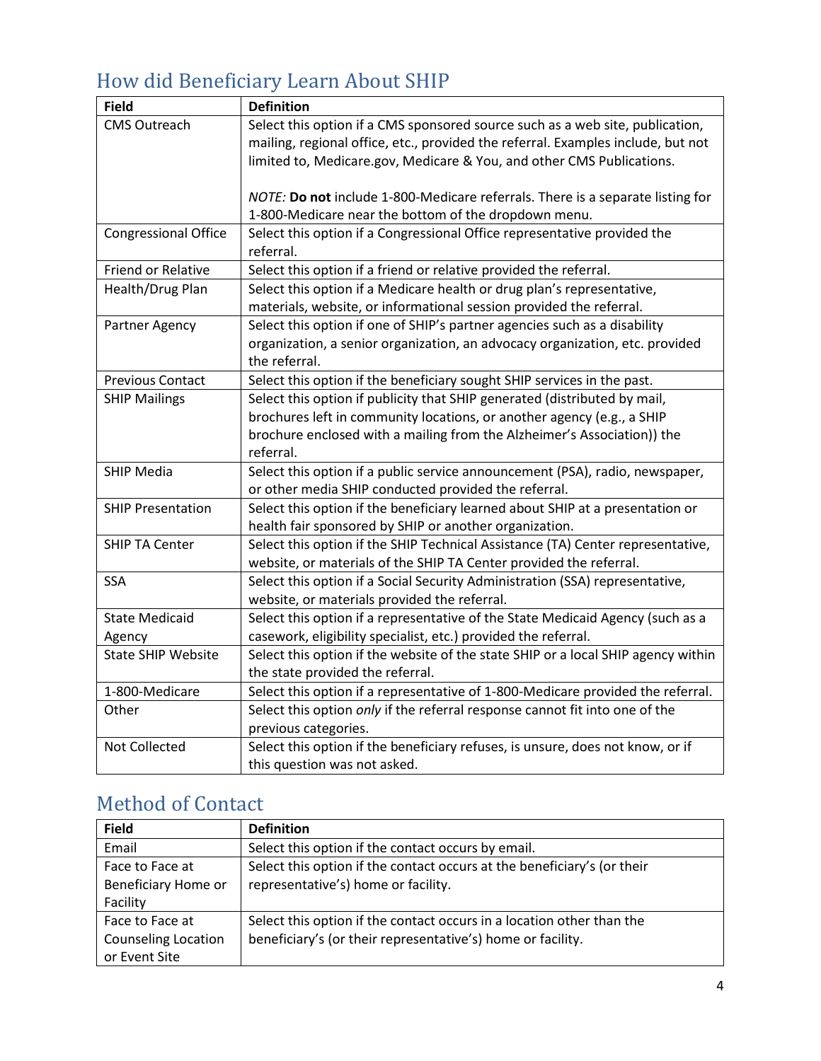## How did Beneficiary Learn About SHIP

| Field | Definition |
| --- | --- |
| CMS Outreach | Select this option if a CMS sponsored source such as a web site, publication, mailing, regional office, etc., provided the referral. Examples include, but not limited to, Medicare.gov, Medicare & You, and other CMS Publications.<br><br>*NOTE:* **Do not** include 1-800-Medicare referrals. There is a separate listing for 1-800-Medicare near the bottom of the dropdown menu. |
| Congressional Office | Select this option if a Congressional Office representative provided the referral. |
| Friend or Relative | Select this option if a friend or relative provided the referral. |
| Health/Drug Plan | Select this option if a Medicare health or drug plan's representative, materials, website, or informational session provided the referral. |
| Partner Agency | Select this option if one of SHIP's partner agencies such as a disability organization, a senior organization, an advocacy organization, etc. provided the referral. |
| Previous Contact | Select this option if the beneficiary sought SHIP services in the past. |
| SHIP Mailings | Select this option if publicity that SHIP generated (distributed by mail, brochures left in community locations, or another agency (e.g., a SHIP brochure enclosed with a mailing from the Alzheimer's Association)) the referral. |
| SHIP Media | Select this option if a public service announcement (PSA), radio, newspaper, or other media SHIP conducted provided the referral. |
| SHIP Presentation | Select this option if the beneficiary learned about SHIP at a presentation or health fair sponsored by SHIP or another organization. |
| SHIP TA Center | Select this option if the SHIP Technical Assistance (TA) Center representative, website, or materials of the SHIP TA Center provided the referral. |
| SSA | Select this option if a Social Security Administration (SSA) representative, website, or materials provided the referral. |
| State Medicaid Agency | Select this option if a representative of the State Medicaid Agency (such as a casework, eligibility specialist, etc.) provided the referral. |
| State SHIP Website | Select this option if the website of the state SHIP or a local SHIP agency within the state provided the referral. |
| 1-800-Medicare | Select this option if a representative of 1-800-Medicare provided the referral. |
| Other | Select this option *only* if the referral response cannot fit into one of the previous categories. |
| Not Collected | Select this option if the beneficiary refuses, is unsure, does not know, or if this question was not asked. |

## Method of Contact

| Field | Definition |
| --- | --- |
| Email | Select this option if the contact occurs by email. |
| Face to Face at Beneficiary Home or Facility | Select this option if the contact occurs at the beneficiary's (or their representative's) home or facility. |
| Face to Face at Counseling Location or Event Site | Select this option if the contact occurs in a location other than the beneficiary's (or their representative's) home or facility. |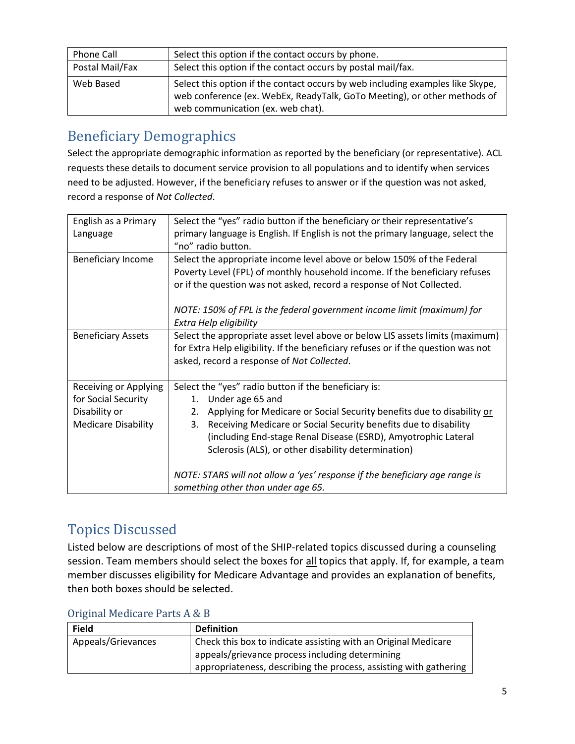| Phone Call | Select this option if the contact occurs by phone. |
|---|---|
| Postal Mail/Fax | Select this option if the contact occurs by postal mail/fax. |
| Web Based | Select this option if the contact occurs by web including examples like Skype, web conference (ex. WebEx, ReadyTalk, GoTo Meeting), or other methods of web communication (ex. web chat). |

## Beneficiary Demographics

Select the appropriate demographic information as reported by the beneficiary (or representative). ACL requests these details to document service provision to all populations and to identify when services need to be adjusted. However, if the beneficiary refuses to answer or if the question was not asked, record a response of *Not Collected*.

| English as a Primary Language | Select the "yes" radio button if the beneficiary or their representative's primary language is English. If English is not the primary language, select the "no" radio button. |
|---|---|
| Beneficiary Income | Select the appropriate income level above or below 150% of the Federal Poverty Level (FPL) of monthly household income. If the beneficiary refuses or if the question was not asked, record a response of Not Collected.<br><br>*NOTE: 150% of FPL is the federal government income limit (maximum) for Extra Help eligibility* |
| Beneficiary Assets | Select the appropriate asset level above or below LIS assets limits (maximum) for Extra Help eligibility. If the beneficiary refuses or if the question was not asked, record a response of *Not Collected*. |
| Receiving or Applying for Social Security Disability or Medicare Disability | Select the "yes" radio button if the beneficiary is:<br>1. Under age 65 <u>and</u><br>2. Applying for Medicare or Social Security benefits due to disability <u>or</u><br>3. Receiving Medicare or Social Security benefits due to disability (including End-stage Renal Disease (ESRD), Amyotrophic Lateral Sclerosis (ALS), or other disability determination)<br><br>*NOTE: STARS will not allow a 'yes' response if the beneficiary age range is something other than under age 65.* |

## Topics Discussed

Listed below are descriptions of most of the SHIP-related topics discussed during a counseling session. Team members should select the boxes for <u>all</u> topics that apply. If, for example, a team member discusses eligibility for Medicare Advantage and provides an explanation of benefits, then both boxes should be selected.

### Original Medicare Parts A & B

| Field | Definition |
|---|---|
| Appeals/Grievances | Check this box to indicate assisting with an Original Medicare appeals/grievance process including determining appropriateness, describing the process, assisting with gathering |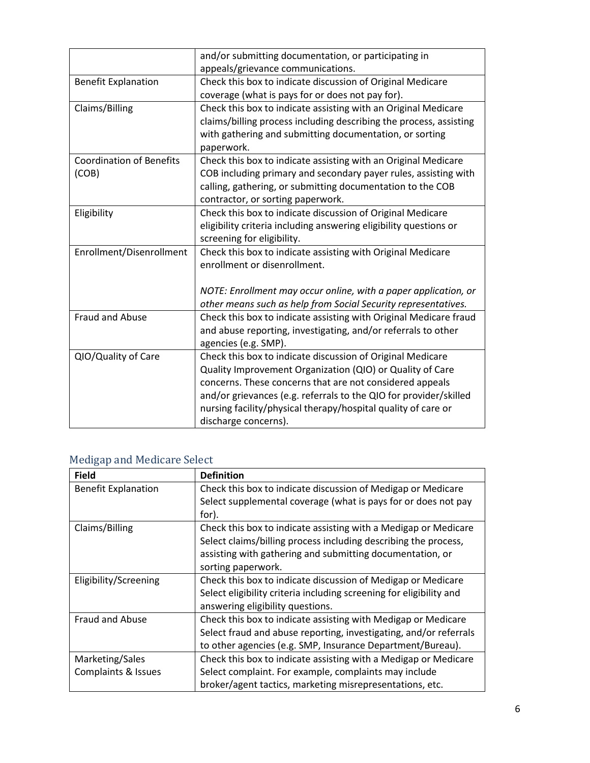| | |
|---|---|
| | and/or submitting documentation, or participating in appeals/grievance communications. |
| Benefit Explanation | Check this box to indicate discussion of Original Medicare coverage (what is pays for or does not pay for). |
| Claims/Billing | Check this box to indicate assisting with an Original Medicare claims/billing process including describing the process, assisting with gathering and submitting documentation, or sorting paperwork. |
| Coordination of Benefits (COB) | Check this box to indicate assisting with an Original Medicare COB including primary and secondary payer rules, assisting with calling, gathering, or submitting documentation to the COB contractor, or sorting paperwork. |
| Eligibility | Check this box to indicate discussion of Original Medicare eligibility criteria including answering eligibility questions or screening for eligibility. |
| Enrollment/Disenrollment | Check this box to indicate assisting with Original Medicare enrollment or disenrollment.<br><br>*NOTE: Enrollment may occur online, with a paper application, or other means such as help from Social Security representatives.* |
| Fraud and Abuse | Check this box to indicate assisting with Original Medicare fraud and abuse reporting, investigating, and/or referrals to other agencies (e.g. SMP). |
| QIO/Quality of Care | Check this box to indicate discussion of Original Medicare Quality Improvement Organization (QIO) or Quality of Care concerns. These concerns that are not considered appeals and/or grievances (e.g. referrals to the QIO for provider/skilled nursing facility/physical therapy/hospital quality of care or discharge concerns). |

## Medigap and Medicare Select

| Field | Definition |
|---|---|
| Benefit Explanation | Check this box to indicate discussion of Medigap or Medicare Select supplemental coverage (what is pays for or does not pay for). |
| Claims/Billing | Check this box to indicate assisting with a Medigap or Medicare Select claims/billing process including describing the process, assisting with gathering and submitting documentation, or sorting paperwork. |
| Eligibility/Screening | Check this box to indicate discussion of Medigap or Medicare Select eligibility criteria including screening for eligibility and answering eligibility questions. |
| Fraud and Abuse | Check this box to indicate assisting with Medigap or Medicare Select fraud and abuse reporting, investigating, and/or referrals to other agencies (e.g. SMP, Insurance Department/Bureau). |
| Marketing/Sales Complaints & Issues | Check this box to indicate assisting with a Medigap or Medicare Select complaint. For example, complaints may include broker/agent tactics, marketing misrepresentations, etc. |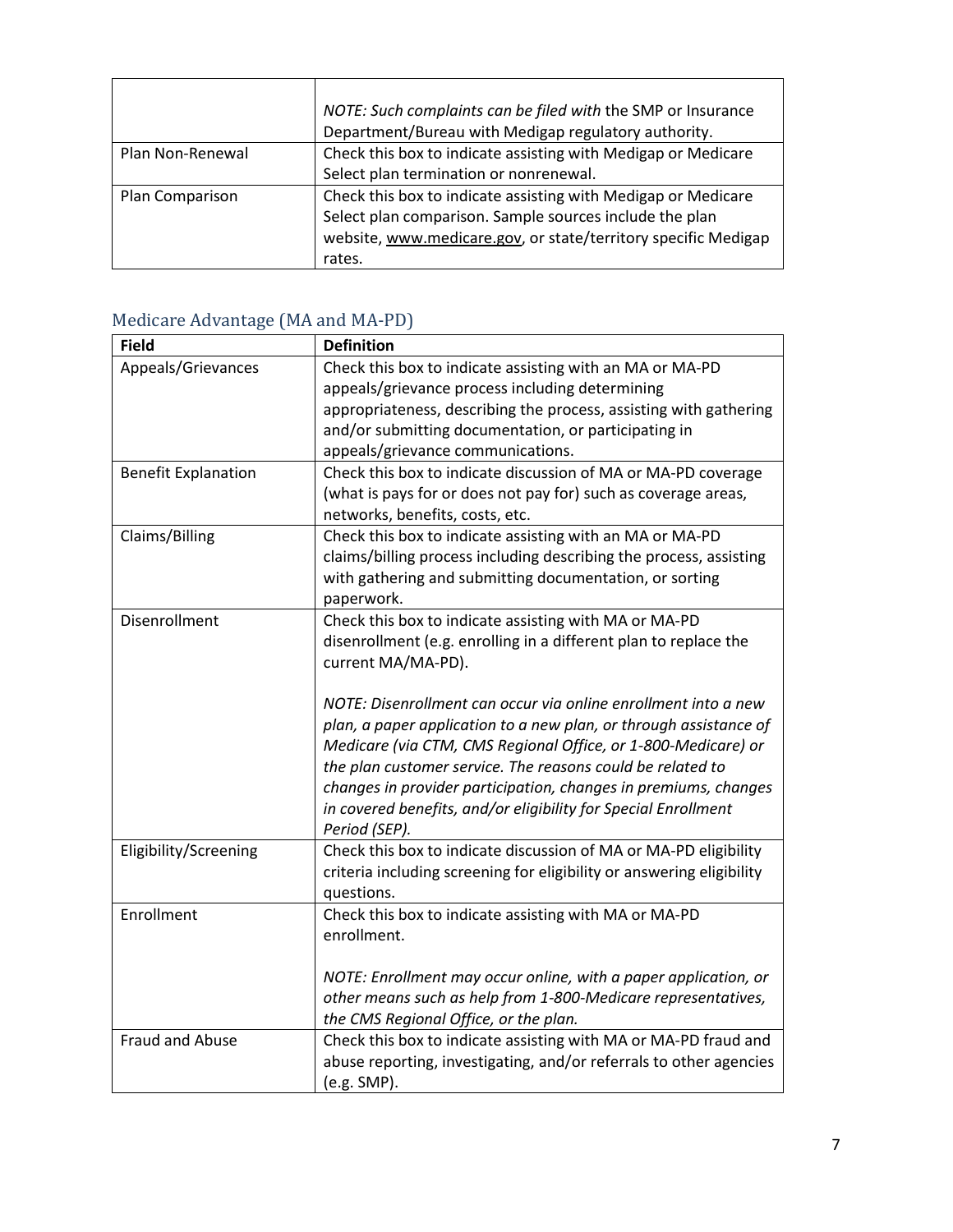| | |
|---|---|
| | *NOTE: Such complaints can be filed with* the SMP or Insurance Department/Bureau with Medigap regulatory authority. |
| Plan Non-Renewal | Check this box to indicate assisting with Medigap or Medicare Select plan termination or nonrenewal. |
| Plan Comparison | Check this box to indicate assisting with Medigap or Medicare Select plan comparison. Sample sources include the plan website, www.medicare.gov, or state/territory specific Medigap rates. |

## Medicare Advantage (MA and MA-PD)

| Field | Definition |
|---|---|
| Appeals/Grievances | Check this box to indicate assisting with an MA or MA-PD appeals/grievance process including determining appropriateness, describing the process, assisting with gathering and/or submitting documentation, or participating in appeals/grievance communications. |
| Benefit Explanation | Check this box to indicate discussion of MA or MA-PD coverage (what is pays for or does not pay for) such as coverage areas, networks, benefits, costs, etc. |
| Claims/Billing | Check this box to indicate assisting with an MA or MA-PD claims/billing process including describing the process, assisting with gathering and submitting documentation, or sorting paperwork. |
| Disenrollment | Check this box to indicate assisting with MA or MA-PD disenrollment (e.g. enrolling in a different plan to replace the current MA/MA-PD).<br><br>*NOTE: Disenrollment can occur via online enrollment into a new plan, a paper application to a new plan, or through assistance of Medicare (via CTM, CMS Regional Office, or 1-800-Medicare) or the plan customer service. The reasons could be related to changes in provider participation, changes in premiums, changes in covered benefits, and/or eligibility for Special Enrollment Period (SEP).* |
| Eligibility/Screening | Check this box to indicate discussion of MA or MA-PD eligibility criteria including screening for eligibility or answering eligibility questions. |
| Enrollment | Check this box to indicate assisting with MA or MA-PD enrollment.<br><br>*NOTE: Enrollment may occur online, with a paper application, or other means such as help from 1-800-Medicare representatives, the CMS Regional Office, or the plan.* |
| Fraud and Abuse | Check this box to indicate assisting with MA or MA-PD fraud and abuse reporting, investigating, and/or referrals to other agencies (e.g. SMP). |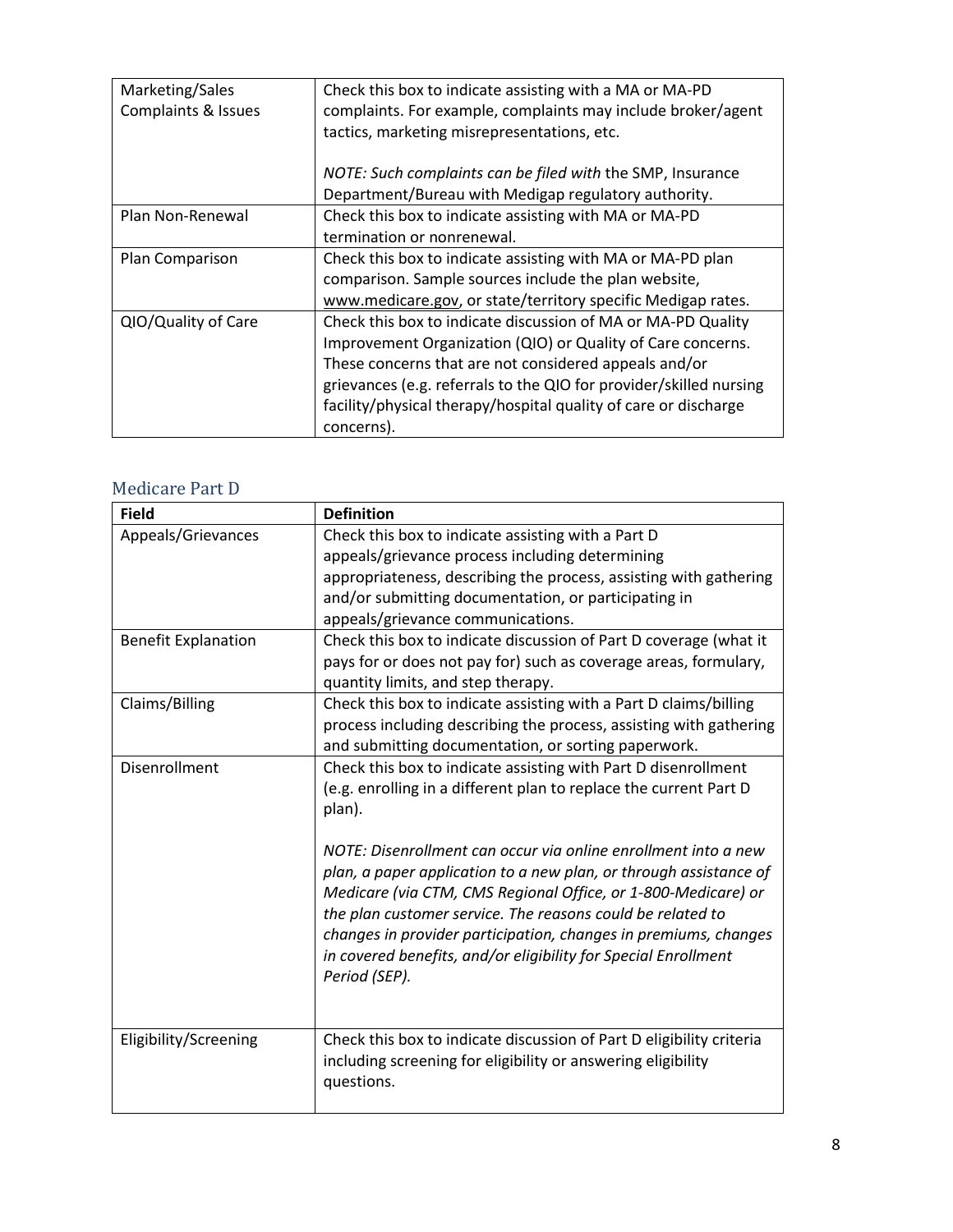| | |
|---|---|
| Marketing/Sales Complaints & Issues | Check this box to indicate assisting with a MA or MA-PD complaints. For example, complaints may include broker/agent tactics, marketing misrepresentations, etc.<br><br>*NOTE: Such complaints can be filed with* the SMP, Insurance Department/Bureau with Medigap regulatory authority. |
| Plan Non-Renewal | Check this box to indicate assisting with MA or MA-PD termination or nonrenewal. |
| Plan Comparison | Check this box to indicate assisting with MA or MA-PD plan comparison. Sample sources include the plan website, www.medicare.gov, or state/territory specific Medigap rates. |
| QIO/Quality of Care | Check this box to indicate discussion of MA or MA-PD Quality Improvement Organization (QIO) or Quality of Care concerns. These concerns that are not considered appeals and/or grievances (e.g. referrals to the QIO for provider/skilled nursing facility/physical therapy/hospital quality of care or discharge concerns). |

## Medicare Part D

| **Field** | **Definition** |
|---|---|
| Appeals/Grievances | Check this box to indicate assisting with a Part D appeals/grievance process including determining appropriateness, describing the process, assisting with gathering and/or submitting documentation, or participating in appeals/grievance communications. |
| Benefit Explanation | Check this box to indicate discussion of Part D coverage (what it pays for or does not pay for) such as coverage areas, formulary, quantity limits, and step therapy. |
| Claims/Billing | Check this box to indicate assisting with a Part D claims/billing process including describing the process, assisting with gathering and submitting documentation, or sorting paperwork. |
| Disenrollment | Check this box to indicate assisting with Part D disenrollment (e.g. enrolling in a different plan to replace the current Part D plan).<br><br>*NOTE: Disenrollment can occur via online enrollment into a new plan, a paper application to a new plan, or through assistance of Medicare (via CTM, CMS Regional Office, or 1-800-Medicare) or the plan customer service. The reasons could be related to changes in provider participation, changes in premiums, changes in covered benefits, and/or eligibility for Special Enrollment Period (SEP).* |
| Eligibility/Screening | Check this box to indicate discussion of Part D eligibility criteria including screening for eligibility or answering eligibility questions. |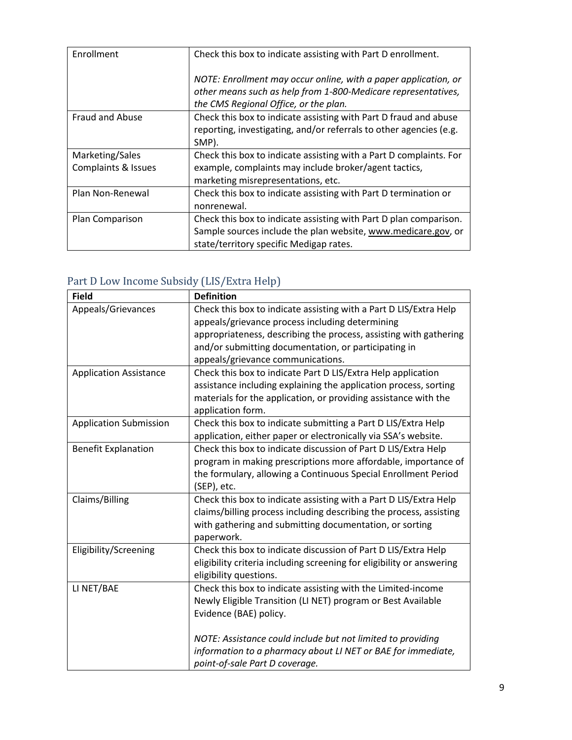| | |
|---|---|
| Enrollment | Check this box to indicate assisting with Part D enrollment.<br><br>*NOTE: Enrollment may occur online, with a paper application, or other means such as help from 1-800-Medicare representatives, the CMS Regional Office, or the plan.* |
| Fraud and Abuse | Check this box to indicate assisting with Part D fraud and abuse reporting, investigating, and/or referrals to other agencies (e.g. SMP). |
| Marketing/Sales Complaints & Issues | Check this box to indicate assisting with a Part D complaints. For example, complaints may include broker/agent tactics, marketing misrepresentations, etc. |
| Plan Non-Renewal | Check this box to indicate assisting with Part D termination or nonrenewal. |
| Plan Comparison | Check this box to indicate assisting with Part D plan comparison. Sample sources include the plan website, www.medicare.gov, or state/territory specific Medigap rates. |

## Part D Low Income Subsidy (LIS/Extra Help)

| Field | Definition |
|---|---|
| Appeals/Grievances | Check this box to indicate assisting with a Part D LIS/Extra Help appeals/grievance process including determining appropriateness, describing the process, assisting with gathering and/or submitting documentation, or participating in appeals/grievance communications. |
| Application Assistance | Check this box to indicate Part D LIS/Extra Help application assistance including explaining the application process, sorting materials for the application, or providing assistance with the application form. |
| Application Submission | Check this box to indicate submitting a Part D LIS/Extra Help application, either paper or electronically via SSA's website. |
| Benefit Explanation | Check this box to indicate discussion of Part D LIS/Extra Help program in making prescriptions more affordable, importance of the formulary, allowing a Continuous Special Enrollment Period (SEP), etc. |
| Claims/Billing | Check this box to indicate assisting with a Part D LIS/Extra Help claims/billing process including describing the process, assisting with gathering and submitting documentation, or sorting paperwork. |
| Eligibility/Screening | Check this box to indicate discussion of Part D LIS/Extra Help eligibility criteria including screening for eligibility or answering eligibility questions. |
| LI NET/BAE | Check this box to indicate assisting with the Limited-income Newly Eligible Transition (LI NET) program or Best Available Evidence (BAE) policy.<br><br>*NOTE: Assistance could include but not limited to providing information to a pharmacy about LI NET or BAE for immediate, point-of-sale Part D coverage.* |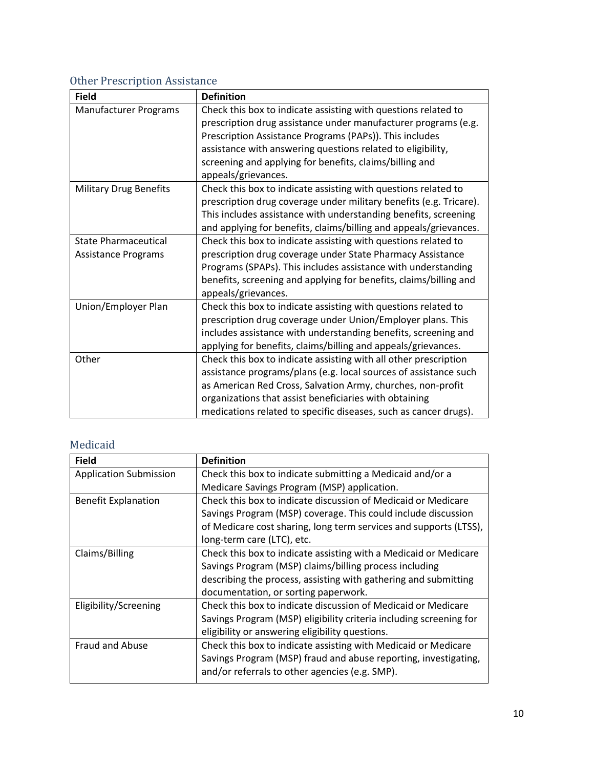### Other Prescription Assistance

| Field | Definition |
|---|---|
| Manufacturer Programs | Check this box to indicate assisting with questions related to prescription drug assistance under manufacturer programs (e.g. Prescription Assistance Programs (PAPs)). This includes assistance with answering questions related to eligibility, screening and applying for benefits, claims/billing and appeals/grievances. |
| Military Drug Benefits | Check this box to indicate assisting with questions related to prescription drug coverage under military benefits (e.g. Tricare). This includes assistance with understanding benefits, screening and applying for benefits, claims/billing and appeals/grievances. |
| State Pharmaceutical Assistance Programs | Check this box to indicate assisting with questions related to prescription drug coverage under State Pharmacy Assistance Programs (SPAPs). This includes assistance with understanding benefits, screening and applying for benefits, claims/billing and appeals/grievances. |
| Union/Employer Plan | Check this box to indicate assisting with questions related to prescription drug coverage under Union/Employer plans. This includes assistance with understanding benefits, screening and applying for benefits, claims/billing and appeals/grievances. |
| Other | Check this box to indicate assisting with all other prescription assistance programs/plans (e.g. local sources of assistance such as American Red Cross, Salvation Army, churches, non-profit organizations that assist beneficiaries with obtaining medications related to specific diseases, such as cancer drugs). |

### Medicaid

| Field | Definition |
|---|---|
| Application Submission | Check this box to indicate submitting a Medicaid and/or a Medicare Savings Program (MSP) application. |
| Benefit Explanation | Check this box to indicate discussion of Medicaid or Medicare Savings Program (MSP) coverage. This could include discussion of Medicare cost sharing, long term services and supports (LTSS), long-term care (LTC), etc. |
| Claims/Billing | Check this box to indicate assisting with a Medicaid or Medicare Savings Program (MSP) claims/billing process including describing the process, assisting with gathering and submitting documentation, or sorting paperwork. |
| Eligibility/Screening | Check this box to indicate discussion of Medicaid or Medicare Savings Program (MSP) eligibility criteria including screening for eligibility or answering eligibility questions. |
| Fraud and Abuse | Check this box to indicate assisting with Medicaid or Medicare Savings Program (MSP) fraud and abuse reporting, investigating, and/or referrals to other agencies (e.g. SMP). |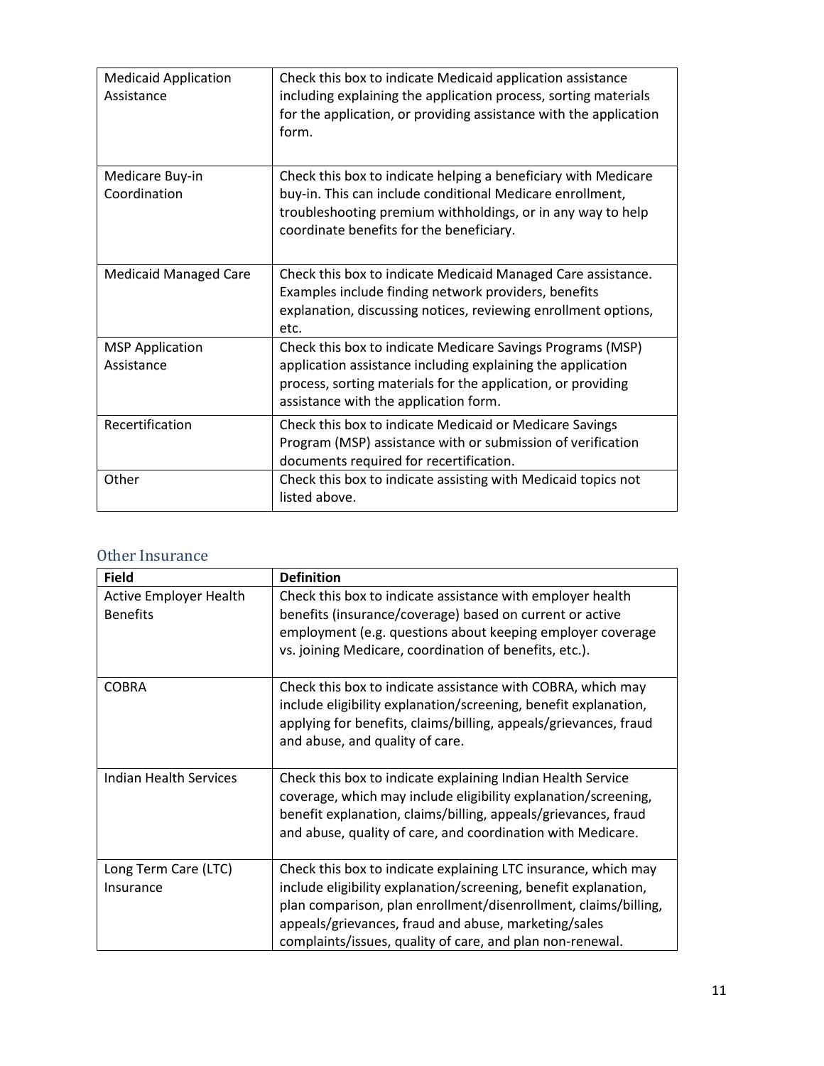| | |
|---|---|
| Medicaid Application Assistance | Check this box to indicate Medicaid application assistance including explaining the application process, sorting materials for the application, or providing assistance with the application form. |
| Medicare Buy-in Coordination | Check this box to indicate helping a beneficiary with Medicare buy-in. This can include conditional Medicare enrollment, troubleshooting premium withholdings, or in any way to help coordinate benefits for the beneficiary. |
| Medicaid Managed Care | Check this box to indicate Medicaid Managed Care assistance. Examples include finding network providers, benefits explanation, discussing notices, reviewing enrollment options, etc. |
| MSP Application Assistance | Check this box to indicate Medicare Savings Programs (MSP) application assistance including explaining the application process, sorting materials for the application, or providing assistance with the application form. |
| Recertification | Check this box to indicate Medicaid or Medicare Savings Program (MSP) assistance with or submission of verification documents required for recertification. |
| Other | Check this box to indicate assisting with Medicaid topics not listed above. |

## Other Insurance

| Field | Definition |
|---|---|
| Active Employer Health Benefits | Check this box to indicate assistance with employer health benefits (insurance/coverage) based on current or active employment (e.g. questions about keeping employer coverage vs. joining Medicare, coordination of benefits, etc.). |
| COBRA | Check this box to indicate assistance with COBRA, which may include eligibility explanation/screening, benefit explanation, applying for benefits, claims/billing, appeals/grievances, fraud and abuse, and quality of care. |
| Indian Health Services | Check this box to indicate explaining Indian Health Service coverage, which may include eligibility explanation/screening, benefit explanation, claims/billing, appeals/grievances, fraud and abuse, quality of care, and coordination with Medicare. |
| Long Term Care (LTC) Insurance | Check this box to indicate explaining LTC insurance, which may include eligibility explanation/screening, benefit explanation, plan comparison, plan enrollment/disenrollment, claims/billing, appeals/grievances, fraud and abuse, marketing/sales complaints/issues, quality of care, and plan non-renewal. |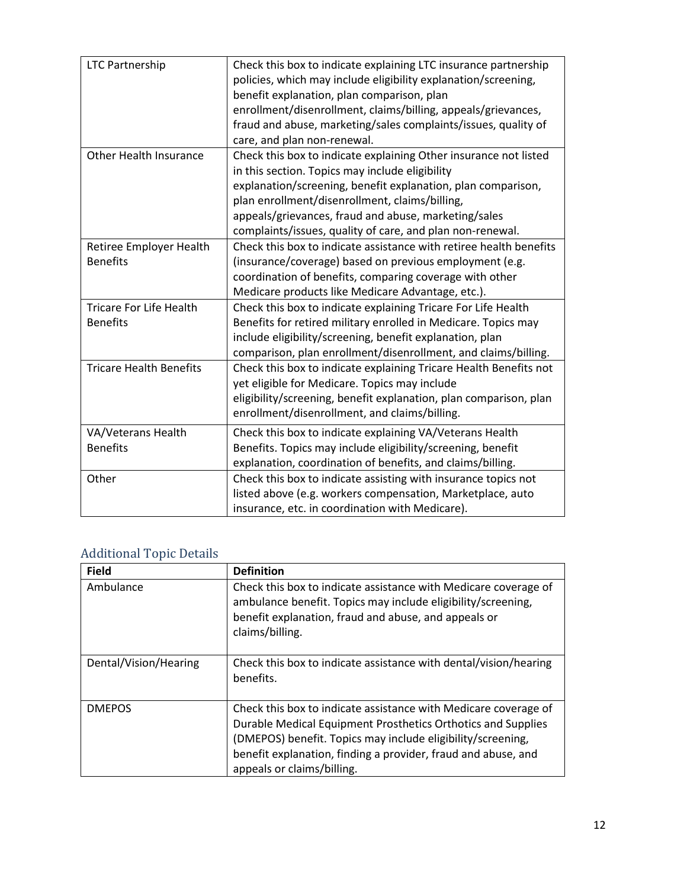| | |
|---|---|
| LTC Partnership | Check this box to indicate explaining LTC insurance partnership policies, which may include eligibility explanation/screening, benefit explanation, plan comparison, plan enrollment/disenrollment, claims/billing, appeals/grievances, fraud and abuse, marketing/sales complaints/issues, quality of care, and plan non-renewal. |
| Other Health Insurance | Check this box to indicate explaining Other insurance not listed in this section. Topics may include eligibility explanation/screening, benefit explanation, plan comparison, plan enrollment/disenrollment, claims/billing, appeals/grievances, fraud and abuse, marketing/sales complaints/issues, quality of care, and plan non-renewal. |
| Retiree Employer Health Benefits | Check this box to indicate assistance with retiree health benefits (insurance/coverage) based on previous employment (e.g. coordination of benefits, comparing coverage with other Medicare products like Medicare Advantage, etc.). |
| Tricare For Life Health Benefits | Check this box to indicate explaining Tricare For Life Health Benefits for retired military enrolled in Medicare. Topics may include eligibility/screening, benefit explanation, plan comparison, plan enrollment/disenrollment, and claims/billing. |
| Tricare Health Benefits | Check this box to indicate explaining Tricare Health Benefits not yet eligible for Medicare. Topics may include eligibility/screening, benefit explanation, plan comparison, plan enrollment/disenrollment, and claims/billing. |
| VA/Veterans Health Benefits | Check this box to indicate explaining VA/Veterans Health Benefits. Topics may include eligibility/screening, benefit explanation, coordination of benefits, and claims/billing. |
| Other | Check this box to indicate assisting with insurance topics not listed above (e.g. workers compensation, Marketplace, auto insurance, etc. in coordination with Medicare). |

## Additional Topic Details

| Field | Definition |
|---|---|
| Ambulance | Check this box to indicate assistance with Medicare coverage of ambulance benefit. Topics may include eligibility/screening, benefit explanation, fraud and abuse, and appeals or claims/billing. |
| Dental/Vision/Hearing | Check this box to indicate assistance with dental/vision/hearing benefits. |
| DMEPOS | Check this box to indicate assistance with Medicare coverage of Durable Medical Equipment Prosthetics Orthotics and Supplies (DMEPOS) benefit. Topics may include eligibility/screening, benefit explanation, finding a provider, fraud and abuse, and appeals or claims/billing. |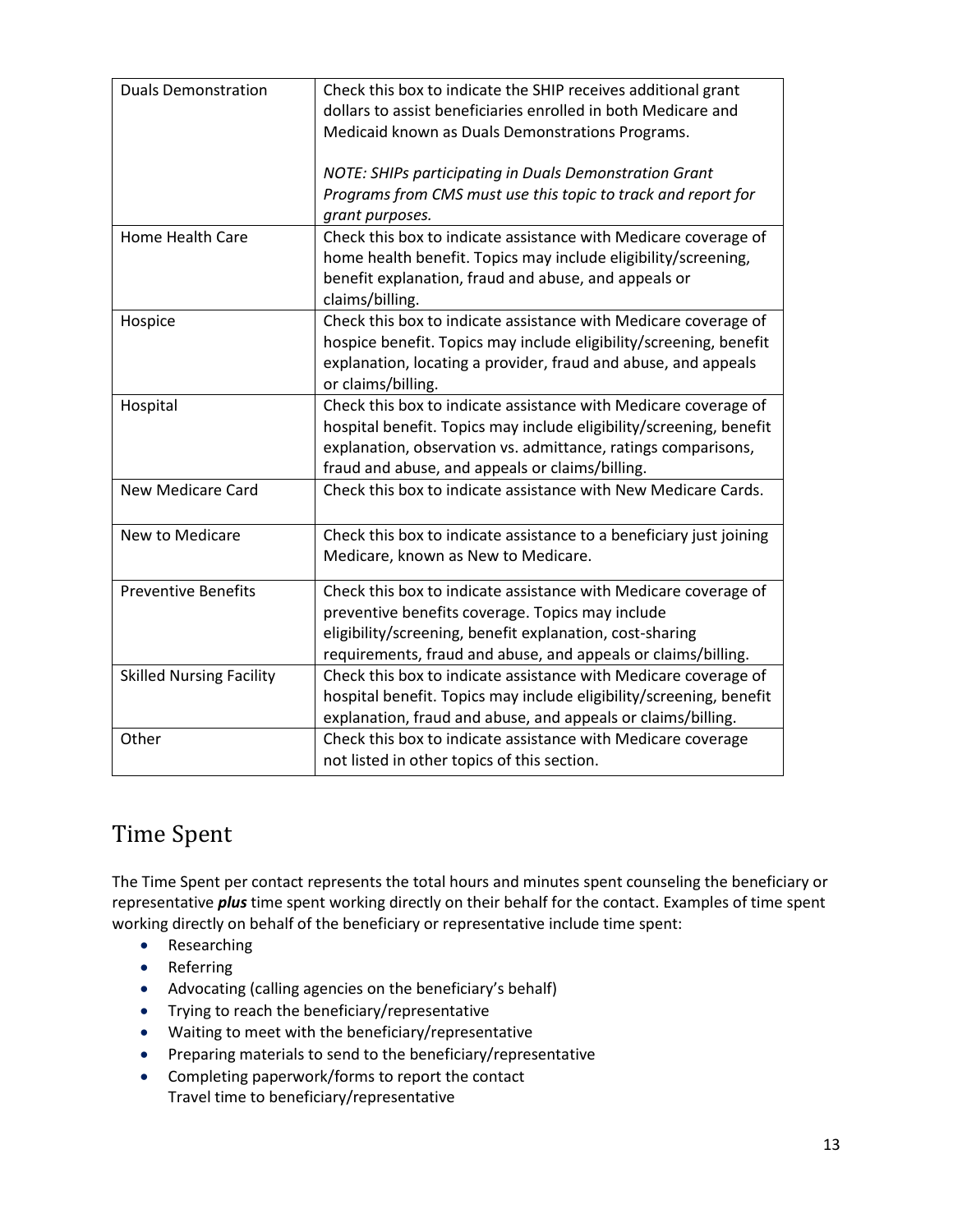| | |
|---|---|
| Duals Demonstration | Check this box to indicate the SHIP receives additional grant dollars to assist beneficiaries enrolled in both Medicare and Medicaid known as Duals Demonstrations Programs.<br><br>*NOTE: SHIPs participating in Duals Demonstration Grant Programs from CMS must use this topic to track and report for grant purposes.* |
| Home Health Care | Check this box to indicate assistance with Medicare coverage of home health benefit. Topics may include eligibility/screening, benefit explanation, fraud and abuse, and appeals or claims/billing. |
| Hospice | Check this box to indicate assistance with Medicare coverage of hospice benefit. Topics may include eligibility/screening, benefit explanation, locating a provider, fraud and abuse, and appeals or claims/billing. |
| Hospital | Check this box to indicate assistance with Medicare coverage of hospital benefit. Topics may include eligibility/screening, benefit explanation, observation vs. admittance, ratings comparisons, fraud and abuse, and appeals or claims/billing. |
| New Medicare Card | Check this box to indicate assistance with New Medicare Cards. |
| New to Medicare | Check this box to indicate assistance to a beneficiary just joining Medicare, known as New to Medicare. |
| Preventive Benefits | Check this box to indicate assistance with Medicare coverage of preventive benefits coverage. Topics may include eligibility/screening, benefit explanation, cost-sharing requirements, fraud and abuse, and appeals or claims/billing. |
| Skilled Nursing Facility | Check this box to indicate assistance with Medicare coverage of hospital benefit. Topics may include eligibility/screening, benefit explanation, fraud and abuse, and appeals or claims/billing. |
| Other | Check this box to indicate assistance with Medicare coverage not listed in other topics of this section. |

## Time Spent

The Time Spent per contact represents the total hours and minutes spent counseling the beneficiary or representative ***plus*** time spent working directly on their behalf for the contact. Examples of time spent working directly on behalf of the beneficiary or representative include time spent:

- Researching
- Referring
- Advocating (calling agencies on the beneficiary's behalf)
- Trying to reach the beneficiary/representative
- Waiting to meet with the beneficiary/representative
- Preparing materials to send to the beneficiary/representative
- Completing paperwork/forms to report the contact
  Travel time to beneficiary/representative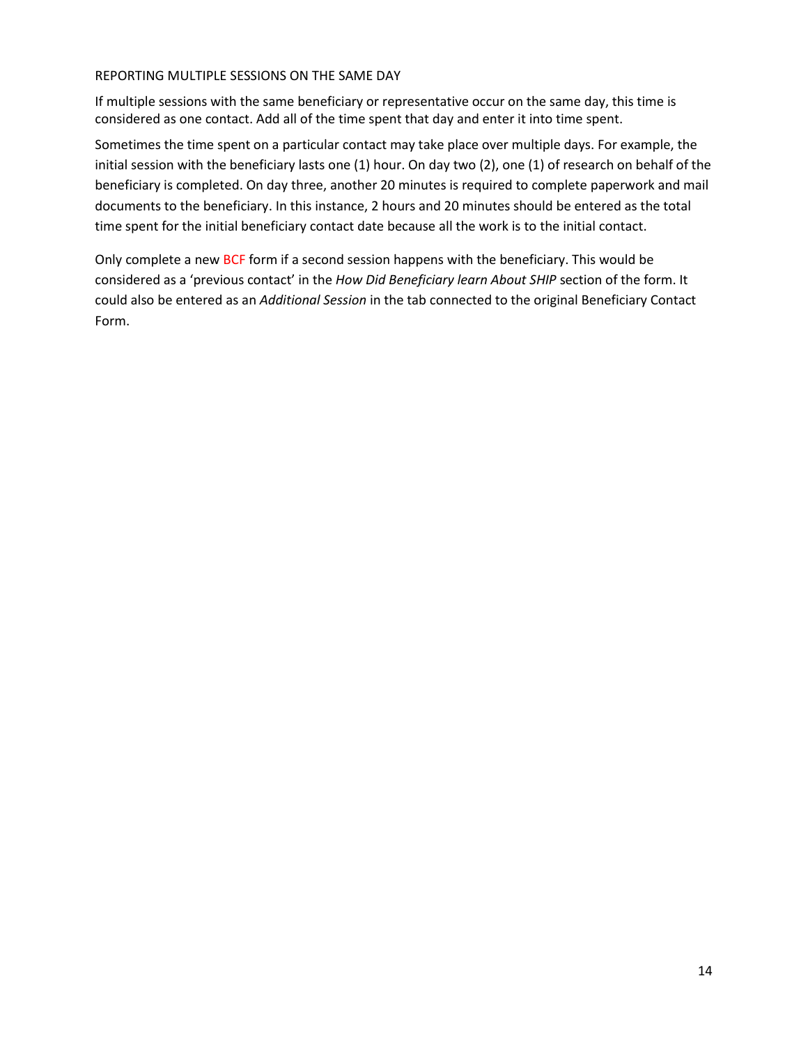REPORTING MULTIPLE SESSIONS ON THE SAME DAY

If multiple sessions with the same beneficiary or representative occur on the same day, this time is considered as one contact. Add all of the time spent that day and enter it into time spent.

Sometimes the time spent on a particular contact may take place over multiple days. For example, the initial session with the beneficiary lasts one (1) hour. On day two (2), one (1) of research on behalf of the beneficiary is completed. On day three, another 20 minutes is required to complete paperwork and mail documents to the beneficiary. In this instance, 2 hours and 20 minutes should be entered as the total time spent for the initial beneficiary contact date because all the work is to the initial contact.

Only complete a new BCF form if a second session happens with the beneficiary. This would be considered as a 'previous contact' in the *How Did Beneficiary learn About SHIP* section of the form. It could also be entered as an *Additional Session* in the tab connected to the original Beneficiary Contact Form.